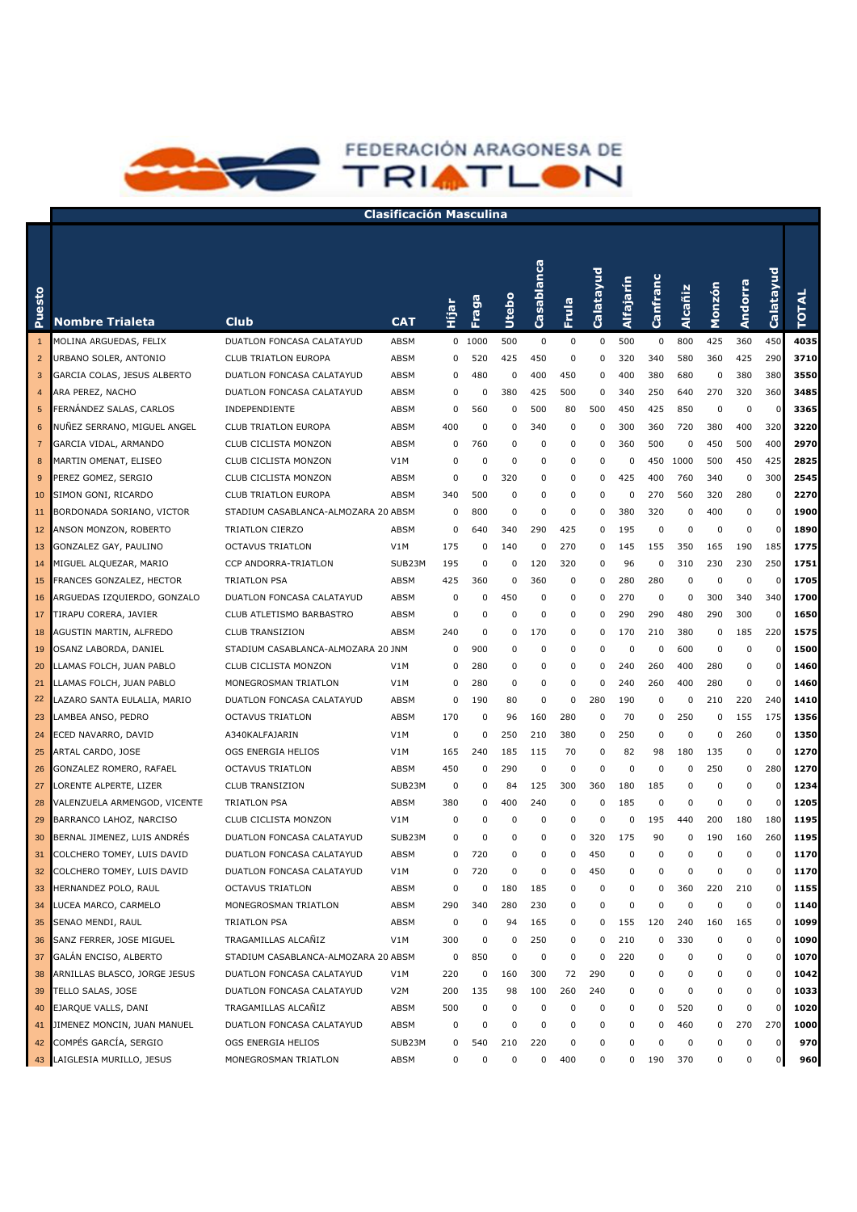# FEDERACIÓN ARAGONESA DE TRIATLON

## Clasificación Masculina

| Puesto | Nombre Trialeta | Club | CAT | Híjar | Fraga | Utebo | Casablanca | Fruia | Calatayud | Alfajarín | Canfranc | Alcañiz | Monzón | Andorra | Calatayud | TOTAL |
|---|---|---|---|---|---|---|---|---|---|---|---|---|---|---|---|---|
| 1 | MOLINA ARGUEDAS, FELIX | DUATLON FONCASA CALATAYUD | ABSM | 0 | 1000 | 500 | 0 | 0 | 0 | 500 | 0 | 800 | 425 | 360 | 450 | 4035 |
| 2 | URBANO SOLER, ANTONIO | CLUB TRIATLON EUROPA | ABSM | 0 | 520 | 425 | 450 | 0 | 0 | 320 | 340 | 580 | 360 | 425 | 290 | 3710 |
| 3 | GARCIA COLAS, JESUS ALBERTO | DUATLON FONCASA CALATAYUD | ABSM | 0 | 480 | 0 | 400 | 450 | 0 | 400 | 380 | 680 | 0 | 380 | 380 | 3550 |
| 4 | ARA PEREZ, NACHO | DUATLON FONCASA CALATAYUD | ABSM | 0 | 0 | 380 | 425 | 500 | 0 | 340 | 250 | 640 | 270 | 320 | 360 | 3485 |
| 5 | FERNÁNDEZ SALAS, CARLOS | INDEPENDIENTE | ABSM | 0 | 560 | 0 | 500 | 80 | 500 | 450 | 425 | 850 | 0 | 0 | 0 | 3365 |
| 6 | NUÑEZ SERRANO, MIGUEL ANGEL | CLUB TRIATLON EUROPA | ABSM | 400 | 0 | 0 | 340 | 0 | 0 | 300 | 360 | 720 | 380 | 400 | 320 | 3220 |
| 7 | GARCIA VIDAL, ARMANDO | CLUB CICLISTA MONZON | ABSM | 0 | 760 | 0 | 0 | 0 | 0 | 360 | 500 | 0 | 450 | 500 | 400 | 2970 |
| 8 | MARTIN OMENAT, ELISEO | CLUB CICLISTA MONZON | V1M | 0 | 0 | 0 | 0 | 0 | 0 | 0 | 450 | 1000 | 500 | 450 | 425 | 2825 |
| 9 | PEREZ GOMEZ, SERGIO | CLUB CICLISTA MONZON | ABSM | 0 | 0 | 320 | 0 | 0 | 0 | 425 | 400 | 760 | 340 | 0 | 300 | 2545 |
| 10 | SIMON GONI, RICARDO | CLUB TRIATLON EUROPA | ABSM | 340 | 500 | 0 | 0 | 0 | 0 | 0 | 270 | 560 | 320 | 280 | 0 | 2270 |
| 11 | BORDONADA SORIANO, VICTOR | STADIUM CASABLANCA-ALMOZARA 20 | ABSM | 0 | 800 | 0 | 0 | 0 | 0 | 380 | 320 | 0 | 400 | 0 | 0 | 1900 |
| 12 | ANSON MONZON, ROBERTO | TRIATLON CIERZO | ABSM | 0 | 640 | 340 | 290 | 425 | 0 | 195 | 0 | 0 | 0 | 0 | 0 | 1890 |
| 13 | GONZALEZ GAY, PAULINO | OCTAVUS TRIATLON | V1M | 175 | 0 | 140 | 0 | 270 | 0 | 145 | 155 | 350 | 165 | 190 | 185 | 1775 |
| 14 | MIGUEL ALQUEZAR, MARIO | CCP ANDORRA-TRIATLON | SUB23M | 195 | 0 | 0 | 120 | 320 | 0 | 96 | 0 | 310 | 230 | 230 | 250 | 1751 |
| 15 | FRANCES GONZALEZ, HECTOR | TRIATLON PSA | ABSM | 425 | 360 | 0 | 360 | 0 | 0 | 280 | 280 | 0 | 0 | 0 | 0 | 1705 |
| 16 | ARGUEDAS IZQUIERDO, GONZALO | DUATLON FONCASA CALATAYUD | ABSM | 0 | 0 | 450 | 0 | 0 | 0 | 270 | 0 | 0 | 300 | 340 | 340 | 1700 |
| 17 | TIRAPU CORERA, JAVIER | CLUB ATLETISMO BARBASTRO | ABSM | 0 | 0 | 0 | 0 | 0 | 0 | 290 | 290 | 480 | 290 | 300 | 0 | 1650 |
| 18 | AGUSTIN MARTIN, ALFREDO | CLUB TRANSIZION | ABSM | 240 | 0 | 0 | 170 | 0 | 0 | 170 | 210 | 380 | 0 | 185 | 220 | 1575 |
| 19 | OSANZ LABORDA, DANIEL | STADIUM CASABLANCA-ALMOZARA 20 | JNM | 0 | 900 | 0 | 0 | 0 | 0 | 0 | 0 | 600 | 0 | 0 | 0 | 1500 |
| 20 | LLAMAS FOLCH, JUAN PABLO | CLUB CICLISTA MONZON | V1M | 0 | 280 | 0 | 0 | 0 | 0 | 240 | 260 | 400 | 280 | 0 | 0 | 1460 |
| 21 | LLAMAS FOLCH, JUAN PABLO | MONEGROSMAN TRIATLON | V1M | 0 | 280 | 0 | 0 | 0 | 0 | 240 | 260 | 400 | 280 | 0 | 0 | 1460 |
| 22 | LAZARO SANTA EULALIA, MARIO | DUATLON FONCASA CALATAYUD | ABSM | 0 | 190 | 80 | 0 | 0 | 280 | 190 | 0 | 0 | 210 | 220 | 240 | 1410 |
| 23 | LAMBEA ANSO, PEDRO | OCTAVUS TRIATLON | ABSM | 170 | 0 | 96 | 160 | 280 | 0 | 70 | 0 | 250 | 0 | 155 | 175 | 1356 |
| 24 | ECED NAVARRO, DAVID | A340KALFAJARIN | V1M | 0 | 0 | 250 | 210 | 380 | 0 | 250 | 0 | 0 | 0 | 260 | 0 | 1350 |
| 25 | ARTAL CARDO, JOSE | OGS ENERGIA HELIOS | V1M | 165 | 240 | 185 | 115 | 70 | 0 | 82 | 98 | 180 | 135 | 0 | 0 | 1270 |
| 26 | GONZALEZ ROMERO, RAFAEL | OCTAVUS TRIATLON | ABSM | 450 | 0 | 290 | 0 | 0 | 0 | 0 | 0 | 0 | 250 | 0 | 280 | 1270 |
| 27 | LORENTE ALPERTE, LIZER | CLUB TRANSIZION | SUB23M | 0 | 0 | 84 | 125 | 300 | 360 | 180 | 185 | 0 | 0 | 0 | 0 | 1234 |
| 28 | VALENZUELA ARMENGOD, VICENTE | TRIATLON PSA | ABSM | 380 | 0 | 400 | 240 | 0 | 0 | 185 | 0 | 0 | 0 | 0 | 0 | 1205 |
| 29 | BARRANCO LAHOZ, NARCISO | CLUB CICLISTA MONZON | V1M | 0 | 0 | 0 | 0 | 0 | 0 | 0 | 195 | 440 | 200 | 180 | 180 | 1195 |
| 30 | BERNAL JIMENEZ, LUIS ANDRÉS | DUATLON FONCASA CALATAYUD | SUB23M | 0 | 0 | 0 | 0 | 0 | 320 | 175 | 90 | 0 | 190 | 160 | 260 | 1195 |
| 31 | COLCHERO TOMEY, LUIS DAVID | DUATLON FONCASA CALATAYUD | ABSM | 0 | 720 | 0 | 0 | 0 | 450 | 0 | 0 | 0 | 0 | 0 | 0 | 1170 |
| 32 | COLCHERO TOMEY, LUIS DAVID | DUATLON FONCASA CALATAYUD | V1M | 0 | 720 | 0 | 0 | 0 | 450 | 0 | 0 | 0 | 0 | 0 | 0 | 1170 |
| 33 | HERNANDEZ POLO, RAUL | OCTAVUS TRIATLON | ABSM | 0 | 0 | 180 | 185 | 0 | 0 | 0 | 0 | 360 | 220 | 210 | 0 | 1155 |
| 34 | LUCEA MARCO, CARMELO | MONEGROSMAN TRIATLON | ABSM | 290 | 340 | 280 | 230 | 0 | 0 | 0 | 0 | 0 | 0 | 0 | 0 | 1140 |
| 35 | SENAO MENDI, RAUL | TRIATLON PSA | ABSM | 0 | 0 | 94 | 165 | 0 | 0 | 155 | 120 | 240 | 160 | 165 | 0 | 1099 |
| 36 | SANZ FERRER, JOSE MIGUEL | TRAGAMILLAS ALCAÑIZ | V1M | 300 | 0 | 0 | 250 | 0 | 0 | 210 | 0 | 330 | 0 | 0 | 0 | 1090 |
| 37 | GALÁN ENCISO, ALBERTO | STADIUM CASABLANCA-ALMOZARA 20 | ABSM | 0 | 850 | 0 | 0 | 0 | 0 | 220 | 0 | 0 | 0 | 0 | 0 | 1070 |
| 38 | ARNILLAS BLASCO, JORGE JESUS | DUATLON FONCASA CALATAYUD | V1M | 220 | 0 | 160 | 300 | 72 | 290 | 0 | 0 | 0 | 0 | 0 | 0 | 1042 |
| 39 | TELLO SALAS, JOSE | DUATLON FONCASA CALATAYUD | V2M | 200 | 135 | 98 | 100 | 260 | 240 | 0 | 0 | 0 | 0 | 0 | 0 | 1033 |
| 40 | EJARQUE VALLS, DANI | TRAGAMILLAS ALCAÑIZ | ABSM | 500 | 0 | 0 | 0 | 0 | 0 | 0 | 0 | 520 | 0 | 0 | 0 | 1020 |
| 41 | JIMENEZ MONCIN, JUAN MANUEL | DUATLON FONCASA CALATAYUD | ABSM | 0 | 0 | 0 | 0 | 0 | 0 | 0 | 0 | 460 | 0 | 270 | 270 | 1000 |
| 42 | COMPÉS GARCÍA, SERGIO | OGS ENERGIA HELIOS | SUB23M | 0 | 540 | 210 | 220 | 0 | 0 | 0 | 0 | 0 | 0 | 0 | 0 | 970 |
| 43 | LAIGLESIA MURILLO, JESUS | MONEGROSMAN TRIATLON | ABSM | 0 | 0 | 0 | 0 | 400 | 0 | 0 | 190 | 370 | 0 | 0 | 0 | 960 |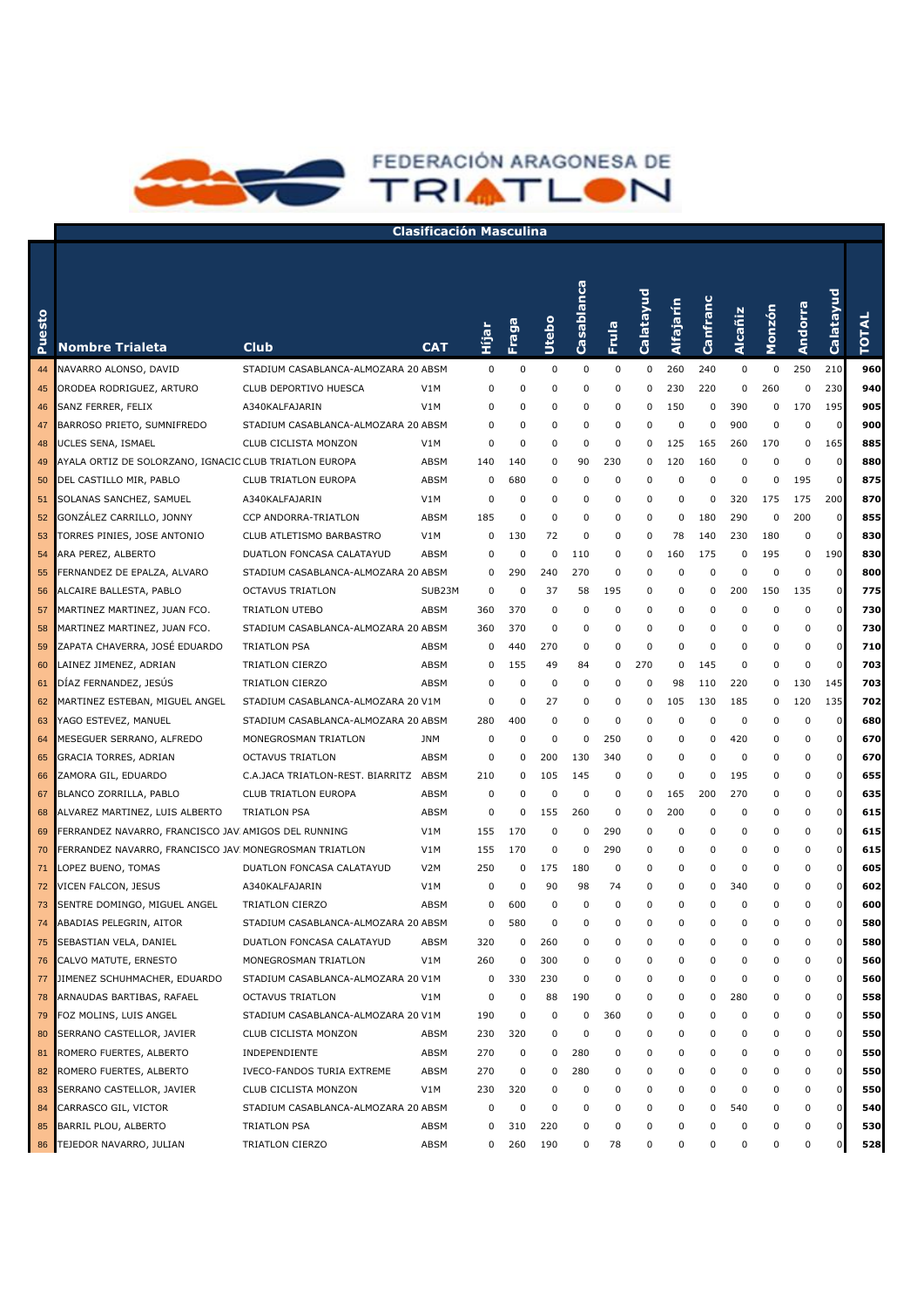# FEDERACIÓN ARAGONESA DE TRIATLON

## Clasificación Masculina

| Puesto | Nombre Trialeta | Club | CAT | Híjar | Fraga | Utebo | Casablanca | Fruia | Calatayud | Alfajarín | Canfranc | Alcañiz | Monzón | Andorra | Calatayud | TOTAL |
|---|---|---|---|---|---|---|---|---|---|---|---|---|---|---|---|---|
| 44 | NAVARRO ALONSO, DAVID | STADIUM CASABLANCA-ALMOZARA 20 | ABSM | 0 | 0 | 0 | 0 | 0 | 0 | 260 | 240 | 0 | 0 | 250 | 210 | 960 |
| 45 | ORODEA RODRIGUEZ, ARTURO | CLUB DEPORTIVO HUESCA | V1M | 0 | 0 | 0 | 0 | 0 | 0 | 230 | 220 | 0 | 260 | 0 | 230 | 940 |
| 46 | SANZ FERRER, FELIX | A340KALFAJARIN | V1M | 0 | 0 | 0 | 0 | 0 | 0 | 150 | 0 | 390 | 0 | 170 | 195 | 905 |
| 47 | BARROSO PRIETO, SUMNIFREDO | STADIUM CASABLANCA-ALMOZARA 20 | ABSM | 0 | 0 | 0 | 0 | 0 | 0 | 0 | 0 | 900 | 0 | 0 | 0 | 900 |
| 48 | UCLES SENA, ISMAEL | CLUB CICLISTA MONZON | V1M | 0 | 0 | 0 | 0 | 0 | 0 | 125 | 165 | 260 | 170 | 0 | 165 | 885 |
| 49 | AYALA ORTIZ DE SOLORZANO, IGNACIO | CLUB TRIATLON EUROPA | ABSM | 140 | 140 | 0 | 90 | 230 | 0 | 120 | 160 | 0 | 0 | 0 | 0 | 880 |
| 50 | DEL CASTILLO MIR, PABLO | CLUB TRIATLON EUROPA | ABSM | 0 | 680 | 0 | 0 | 0 | 0 | 0 | 0 | 0 | 0 | 195 | 0 | 875 |
| 51 | SOLANAS SANCHEZ, SAMUEL | A340KALFAJARIN | V1M | 0 | 0 | 0 | 0 | 0 | 0 | 0 | 0 | 320 | 175 | 175 | 200 | 870 |
| 52 | GONZÁLEZ CARRILLO, JONNY | CCP ANDORRA-TRIATLON | ABSM | 185 | 0 | 0 | 0 | 0 | 0 | 0 | 180 | 290 | 0 | 200 | 0 | 855 |
| 53 | TORRES PINIES, JOSE ANTONIO | CLUB ATLETISMO BARBASTRO | V1M | 0 | 130 | 72 | 0 | 0 | 0 | 78 | 140 | 230 | 180 | 0 | 0 | 830 |
| 54 | ARA PEREZ, ALBERTO | DUATLON FONCASA CALATAYUD | ABSM | 0 | 0 | 0 | 110 | 0 | 0 | 160 | 175 | 0 | 195 | 0 | 190 | 830 |
| 55 | FERNANDEZ DE EPALZA, ALVARO | STADIUM CASABLANCA-ALMOZARA 20 | ABSM | 0 | 290 | 240 | 270 | 0 | 0 | 0 | 0 | 0 | 0 | 0 | 0 | 800 |
| 56 | ALCAIRE BALLESTA, PABLO | OCTAVUS TRIATLON | SUB23M | 0 | 0 | 37 | 58 | 195 | 0 | 0 | 0 | 200 | 150 | 135 | 0 | 775 |
| 57 | MARTINEZ MARTINEZ, JUAN FCO. | TRIATLON UTEBO | ABSM | 360 | 370 | 0 | 0 | 0 | 0 | 0 | 0 | 0 | 0 | 0 | 0 | 730 |
| 58 | MARTINEZ MARTINEZ, JUAN FCO. | STADIUM CASABLANCA-ALMOZARA 20 | ABSM | 360 | 370 | 0 | 0 | 0 | 0 | 0 | 0 | 0 | 0 | 0 | 0 | 730 |
| 59 | ZAPATA CHAVERRA, JOSÉ EDUARDO | TRIATLON PSA | ABSM | 0 | 440 | 270 | 0 | 0 | 0 | 0 | 0 | 0 | 0 | 0 | 0 | 710 |
| 60 | LAINEZ JIMENEZ, ADRIAN | TRIATLON CIERZO | ABSM | 0 | 155 | 49 | 84 | 0 | 270 | 0 | 145 | 0 | 0 | 0 | 0 | 703 |
| 61 | DÍAZ FERNANDEZ, JESÚS | TRIATLON CIERZO | ABSM | 0 | 0 | 0 | 0 | 0 | 0 | 98 | 110 | 220 | 0 | 130 | 145 | 703 |
| 62 | MARTINEZ ESTEBAN, MIGUEL ANGEL | STADIUM CASABLANCA-ALMOZARA 20 | V1M | 0 | 0 | 27 | 0 | 0 | 0 | 105 | 130 | 185 | 0 | 120 | 135 | 702 |
| 63 | YAGO ESTEVEZ, MANUEL | STADIUM CASABLANCA-ALMOZARA 20 | ABSM | 280 | 400 | 0 | 0 | 0 | 0 | 0 | 0 | 0 | 0 | 0 | 0 | 680 |
| 64 | MESEGUER SERRANO, ALFREDO | MONEGROSMAN TRIATLON | JNM | 0 | 0 | 0 | 0 | 250 | 0 | 0 | 0 | 420 | 0 | 0 | 0 | 670 |
| 65 | GRACIA TORRES, ADRIAN | OCTAVUS TRIATLON | ABSM | 0 | 0 | 200 | 130 | 340 | 0 | 0 | 0 | 0 | 0 | 0 | 0 | 670 |
| 66 | ZAMORA GIL, EDUARDO | C.A.JACA TRIATLON-REST. BIARRITZ | ABSM | 210 | 0 | 105 | 145 | 0 | 0 | 0 | 0 | 195 | 0 | 0 | 0 | 655 |
| 67 | BLANCO ZORRILLA, PABLO | CLUB TRIATLON EUROPA | ABSM | 0 | 0 | 0 | 0 | 0 | 0 | 165 | 200 | 270 | 0 | 0 | 0 | 635 |
| 68 | ALVAREZ MARTINEZ, LUIS ALBERTO | TRIATLON PSA | ABSM | 0 | 0 | 155 | 260 | 0 | 0 | 200 | 0 | 0 | 0 | 0 | 0 | 615 |
| 69 | FERRANDEZ NAVARRO, FRANCISCO JAV | AMIGOS DEL RUNNING | V1M | 155 | 170 | 0 | 0 | 290 | 0 | 0 | 0 | 0 | 0 | 0 | 0 | 615 |
| 70 | FERRANDEZ NAVARRO, FRANCISCO JAV | MONEGROSMAN TRIATLON | V1M | 155 | 170 | 0 | 0 | 290 | 0 | 0 | 0 | 0 | 0 | 0 | 0 | 615 |
| 71 | LOPEZ BUENO, TOMAS | DUATLON FONCASA CALATAYUD | V2M | 250 | 0 | 175 | 180 | 0 | 0 | 0 | 0 | 0 | 0 | 0 | 0 | 605 |
| 72 | VICEN FALCON, JESUS | A340KALFAJARIN | V1M | 0 | 0 | 90 | 98 | 74 | 0 | 0 | 0 | 340 | 0 | 0 | 0 | 602 |
| 73 | SENTRE DOMINGO, MIGUEL ANGEL | TRIATLON CIERZO | ABSM | 0 | 600 | 0 | 0 | 0 | 0 | 0 | 0 | 0 | 0 | 0 | 0 | 600 |
| 74 | ABADIAS PELEGRIN, AITOR | STADIUM CASABLANCA-ALMOZARA 20 | ABSM | 0 | 580 | 0 | 0 | 0 | 0 | 0 | 0 | 0 | 0 | 0 | 0 | 580 |
| 75 | SEBASTIAN VELA, DANIEL | DUATLON FONCASA CALATAYUD | ABSM | 320 | 0 | 260 | 0 | 0 | 0 | 0 | 0 | 0 | 0 | 0 | 0 | 580 |
| 76 | CALVO MATUTE, ERNESTO | MONEGROSMAN TRIATLON | V1M | 260 | 0 | 300 | 0 | 0 | 0 | 0 | 0 | 0 | 0 | 0 | 0 | 560 |
| 77 | JIMENEZ SCHUHMACHER, EDUARDO | STADIUM CASABLANCA-ALMOZARA 20 | V1M | 0 | 330 | 230 | 0 | 0 | 0 | 0 | 0 | 0 | 0 | 0 | 0 | 560 |
| 78 | ARNAUDAS BARTIBAS, RAFAEL | OCTAVUS TRIATLON | V1M | 0 | 0 | 88 | 190 | 0 | 0 | 0 | 0 | 280 | 0 | 0 | 0 | 558 |
| 79 | FOZ MOLINS, LUIS ANGEL | STADIUM CASABLANCA-ALMOZARA 20 | V1M | 190 | 0 | 0 | 0 | 360 | 0 | 0 | 0 | 0 | 0 | 0 | 0 | 550 |
| 80 | SERRANO CASTELLOR, JAVIER | CLUB CICLISTA MONZON | ABSM | 230 | 320 | 0 | 0 | 0 | 0 | 0 | 0 | 0 | 0 | 0 | 0 | 550 |
| 81 | ROMERO FUERTES, ALBERTO | INDEPENDIENTE | ABSM | 270 | 0 | 0 | 280 | 0 | 0 | 0 | 0 | 0 | 0 | 0 | 0 | 550 |
| 82 | ROMERO FUERTES, ALBERTO | IVECO-FANDOS TURIA EXTREME | ABSM | 270 | 0 | 0 | 280 | 0 | 0 | 0 | 0 | 0 | 0 | 0 | 0 | 550 |
| 83 | SERRANO CASTELLOR, JAVIER | CLUB CICLISTA MONZON | V1M | 230 | 320 | 0 | 0 | 0 | 0 | 0 | 0 | 0 | 0 | 0 | 0 | 550 |
| 84 | CARRASCO GIL, VICTOR | STADIUM CASABLANCA-ALMOZARA 20 | ABSM | 0 | 0 | 0 | 0 | 0 | 0 | 0 | 0 | 540 | 0 | 0 | 0 | 540 |
| 85 | BARRIL PLOU, ALBERTO | TRIATLON PSA | ABSM | 0 | 310 | 220 | 0 | 0 | 0 | 0 | 0 | 0 | 0 | 0 | 0 | 530 |
| 86 | TEJEDOR NAVARRO, JULIAN | TRIATLON CIERZO | ABSM | 0 | 260 | 190 | 0 | 78 | 0 | 0 | 0 | 0 | 0 | 0 | 0 | 528 |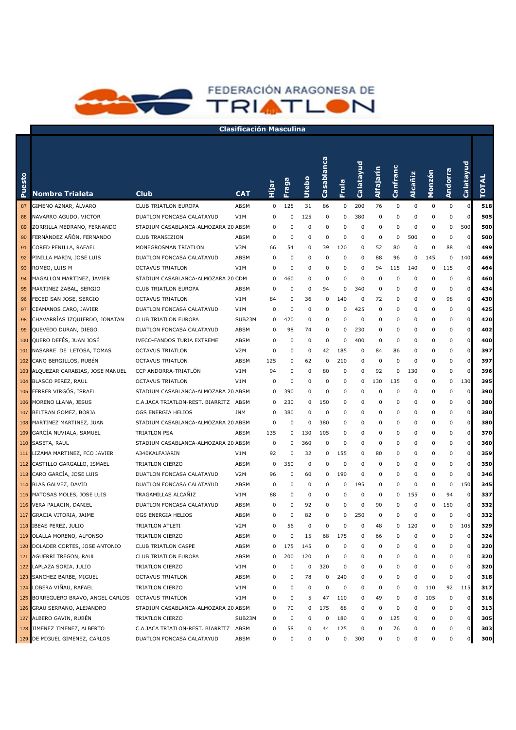# FEDERACIÓN ARAGONESA DE TRIATLON

## Clasificación Masculina

| Puesto | Nombre Trialeta | Club | CAT | Hijar | Fraga | Utebo | Casablanca | Fruía | Calatayud | Alfajarín | Canfranc | Alcañiz | Monzón | Andorra | Calatayud | TOTAL |
|---|---|---|---|---|---|---|---|---|---|---|---|---|---|---|---|---|
| 87 | GIMENO AZNAR, ÁLVARO | CLUB TRIATLON EUROPA | ABSM | 0 | 125 | 31 | 86 | 0 | 200 | 76 | 0 | 0 | 0 | 0 | 0 | 518 |
| 88 | NAVARRO AGUDO, VICTOR | DUATLON FONCASA CALATAYUD | V1M | 0 | 0 | 125 | 0 | 0 | 380 | 0 | 0 | 0 | 0 | 0 | 0 | 505 |
| 89 | ZORRILLA MEDRANO, FERNANDO | STADIUM CASABLANCA-ALMOZARA 20 | ABSM | 0 | 0 | 0 | 0 | 0 | 0 | 0 | 0 | 0 | 0 | 0 | 500 | 500 |
| 90 | FERNÁNDEZ AÑÓN, FERNANDO | CLUB TRANSIZION | ABSM | 0 | 0 | 0 | 0 | 0 | 0 | 0 | 0 | 500 | 0 | 0 | 0 | 500 |
| 91 | CORED PENILLA, RAFAEL | MONEGROSMAN TRIATLON | V3M | 66 | 54 | 0 | 39 | 120 | 0 | 52 | 80 | 0 | 0 | 88 | 0 | 499 |
| 92 | PINILLA MARIN, JOSE LUIS | DUATLON FONCASA CALATAYUD | ABSM | 0 | 0 | 0 | 0 | 0 | 0 | 88 | 96 | 0 | 145 | 0 | 140 | 469 |
| 93 | ROMEO, LUIS M | OCTAVUS TRIATLON | V1M | 0 | 0 | 0 | 0 | 0 | 0 | 94 | 115 | 140 | 0 | 115 | 0 | 464 |
| 94 | MAGALLON MARTINEZ, JAVIER | STADIUM CASABLANCA-ALMOZARA 20 | CDM | 0 | 460 | 0 | 0 | 0 | 0 | 0 | 0 | 0 | 0 | 0 | 0 | 460 |
| 95 | MARTINEZ ZABAL, SERGIO | CLUB TRIATLON EUROPA | ABSM | 0 | 0 | 0 | 94 | 0 | 340 | 0 | 0 | 0 | 0 | 0 | 0 | 434 |
| 96 | FECED SAN JOSE, SERGIO | OCTAVUS TRIATLON | V1M | 84 | 0 | 36 | 0 | 140 | 0 | 72 | 0 | 0 | 0 | 98 | 0 | 430 |
| 97 | CEAMANOS CARO, JAVIER | DUATLON FONCASA CALATAYUD | V1M | 0 | 0 | 0 | 0 | 0 | 425 | 0 | 0 | 0 | 0 | 0 | 0 | 425 |
| 98 | CHAVARRÍAS IZQUIERDO, JONATAN | CLUB TRIATLON EUROPA | SUB23M | 0 | 420 | 0 | 0 | 0 | 0 | 0 | 0 | 0 | 0 | 0 | 0 | 420 |
| 99 | QUEVEDO DURAN, DIEGO | DUATLON FONCASA CALATAYUD | ABSM | 0 | 98 | 74 | 0 | 0 | 230 | 0 | 0 | 0 | 0 | 0 | 0 | 402 |
| 100 | QUERO DEFÉS, JUAN JOSÉ | IVECO-FANDOS TURIA EXTREME | ABSM | 0 | 0 | 0 | 0 | 0 | 400 | 0 | 0 | 0 | 0 | 0 | 0 | 400 |
| 101 | NASARRE DE LETOSA, TOMAS | OCTAVUS TRIATLON | V2M | 0 | 0 | 0 | 42 | 185 | 0 | 84 | 86 | 0 | 0 | 0 | 0 | 397 |
| 102 | CANO BERGILLOS, RUBÉN | OCTAVUS TRIATLON | ABSM | 125 | 0 | 62 | 0 | 210 | 0 | 0 | 0 | 0 | 0 | 0 | 0 | 397 |
| 103 | ALQUEZAR CARABIAS, JOSE MANUEL | CCP ANDORRA-TRIATLÓN | V1M | 94 | 0 | 0 | 80 | 0 | 0 | 92 | 0 | 130 | 0 | 0 | 0 | 396 |
| 104 | BLASCO PEREZ, RAUL | OCTAVUS TRIATLON | V1M | 0 | 0 | 0 | 0 | 0 | 0 | 130 | 135 | 0 | 0 | 0 | 130 | 395 |
| 105 | FERRER VIRGÓS, ISRAEL | STADIUM CASABLANCA-ALMOZARA 20 | ABSM | 0 | 390 | 0 | 0 | 0 | 0 | 0 | 0 | 0 | 0 | 0 | 0 | 390 |
| 106 | MORENO LLANA, JESUS | C.A.JACA TRIATLON-REST. BIARRITZ | ABSM | 0 | 230 | 0 | 150 | 0 | 0 | 0 | 0 | 0 | 0 | 0 | 0 | 380 |
| 107 | BELTRAN GOMEZ, BORJA | OGS ENERGIA HELIOS | JNM | 0 | 380 | 0 | 0 | 0 | 0 | 0 | 0 | 0 | 0 | 0 | 0 | 380 |
| 108 | MARTINEZ MARTINEZ, JUAN | STADIUM CASABLANCA-ALMOZARA 20 | ABSM | 0 | 0 | 0 | 380 | 0 | 0 | 0 | 0 | 0 | 0 | 0 | 0 | 380 |
| 109 | GARCÍA NUVIALA, SAMUEL | TRIATLON PSA | ABSM | 135 | 0 | 130 | 105 | 0 | 0 | 0 | 0 | 0 | 0 | 0 | 0 | 370 |
| 110 | SASETA, RAUL | STADIUM CASABLANCA-ALMOZARA 20 | ABSM | 0 | 0 | 360 | 0 | 0 | 0 | 0 | 0 | 0 | 0 | 0 | 0 | 360 |
| 111 | LIZAMA MARTINEZ, FCO JAVIER | A340KALFAJARIN | V1M | 92 | 0 | 32 | 0 | 155 | 0 | 80 | 0 | 0 | 0 | 0 | 0 | 359 |
| 112 | CASTILLO GARGALLO, ISMAEL | TRIATLON CIERZO | ABSM | 0 | 350 | 0 | 0 | 0 | 0 | 0 | 0 | 0 | 0 | 0 | 0 | 350 |
| 113 | CARO GARCÍA, JOSE LUIS | DUATLON FONCASA CALATAYUD | V2M | 96 | 0 | 60 | 0 | 190 | 0 | 0 | 0 | 0 | 0 | 0 | 0 | 346 |
| 114 | BLAS GALVEZ, DAVID | DUATLON FONCASA CALATAYUD | ABSM | 0 | 0 | 0 | 0 | 0 | 195 | 0 | 0 | 0 | 0 | 0 | 150 | 345 |
| 115 | MATOSAS MOLES, JOSE LUIS | TRAGAMILLAS ALCAÑIZ | V1M | 88 | 0 | 0 | 0 | 0 | 0 | 0 | 0 | 155 | 0 | 94 | 0 | 337 |
| 116 | VERA PALACIN, DANIEL | DUATLON FONCASA CALATAYUD | ABSM | 0 | 0 | 92 | 0 | 0 | 0 | 90 | 0 | 0 | 0 | 150 | 0 | 332 |
| 117 | GRACIA VITORIA, JAIME | OGS ENERGIA HELIOS | ABSM | 0 | 0 | 82 | 0 | 0 | 250 | 0 | 0 | 0 | 0 | 0 | 0 | 332 |
| 118 | IBEAS PEREZ, JULIO | TRIATLON ATLETI | V2M | 0 | 56 | 0 | 0 | 0 | 0 | 48 | 0 | 120 | 0 | 0 | 105 | 329 |
| 119 | OLALLA MORENO, ALFONSO | TRIATLON CIERZO | ABSM | 0 | 0 | 15 | 68 | 175 | 0 | 66 | 0 | 0 | 0 | 0 | 0 | 324 |
| 120 | DOLADER CORTES, JOSE ANTONIO | CLUB TRIATLON CASPE | ABSM | 0 | 175 | 145 | 0 | 0 | 0 | 0 | 0 | 0 | 0 | 0 | 0 | 320 |
| 121 | AGUERRI TREGON, RAUL | CLUB TRIATLON EUROPA | ABSM | 0 | 200 | 120 | 0 | 0 | 0 | 0 | 0 | 0 | 0 | 0 | 0 | 320 |
| 122 | LAPLAZA SORIA, JULIO | TRIATLON CIERZO | V1M | 0 | 0 | 0 | 320 | 0 | 0 | 0 | 0 | 0 | 0 | 0 | 0 | 320 |
| 123 | SANCHEZ BARBE, MIGUEL | OCTAVUS TRIATLON | ABSM | 0 | 0 | 78 | 0 | 240 | 0 | 0 | 0 | 0 | 0 | 0 | 0 | 318 |
| 124 | LOBERA VIÑAU, RAFAEL | TRIATLON CIERZO | V1M | 0 | 0 | 0 | 0 | 0 | 0 | 0 | 0 | 0 | 110 | 92 | 115 | 317 |
| 125 | BORREGUERO BRAVO, ANGEL CARLOS | OCTAVUS TRIATLON | V1M | 0 | 0 | 5 | 47 | 110 | 0 | 49 | 0 | 0 | 105 | 0 | 0 | 316 |
| 126 | GRAU SERRANO, ALEJANDRO | STADIUM CASABLANCA-ALMOZARA 20 | ABSM | 0 | 70 | 0 | 175 | 68 | 0 | 0 | 0 | 0 | 0 | 0 | 0 | 313 |
| 127 | ALBERO GAVIN, RUBÉN | TRIATLON CIERZO | SUB23M | 0 | 0 | 0 | 0 | 180 | 0 | 0 | 125 | 0 | 0 | 0 | 0 | 305 |
| 128 | JIMENEZ JIMENEZ, ALBERTO | C.A.JACA TRIATLON-REST. BIARRITZ | ABSM | 0 | 58 | 0 | 44 | 125 | 0 | 0 | 76 | 0 | 0 | 0 | 0 | 303 |
| 129 | DE MIGUEL GIMENEZ, CARLOS | DUATLON FONCASA CALATAYUD | ABSM | 0 | 0 | 0 | 0 | 0 | 300 | 0 | 0 | 0 | 0 | 0 | 0 | 300 |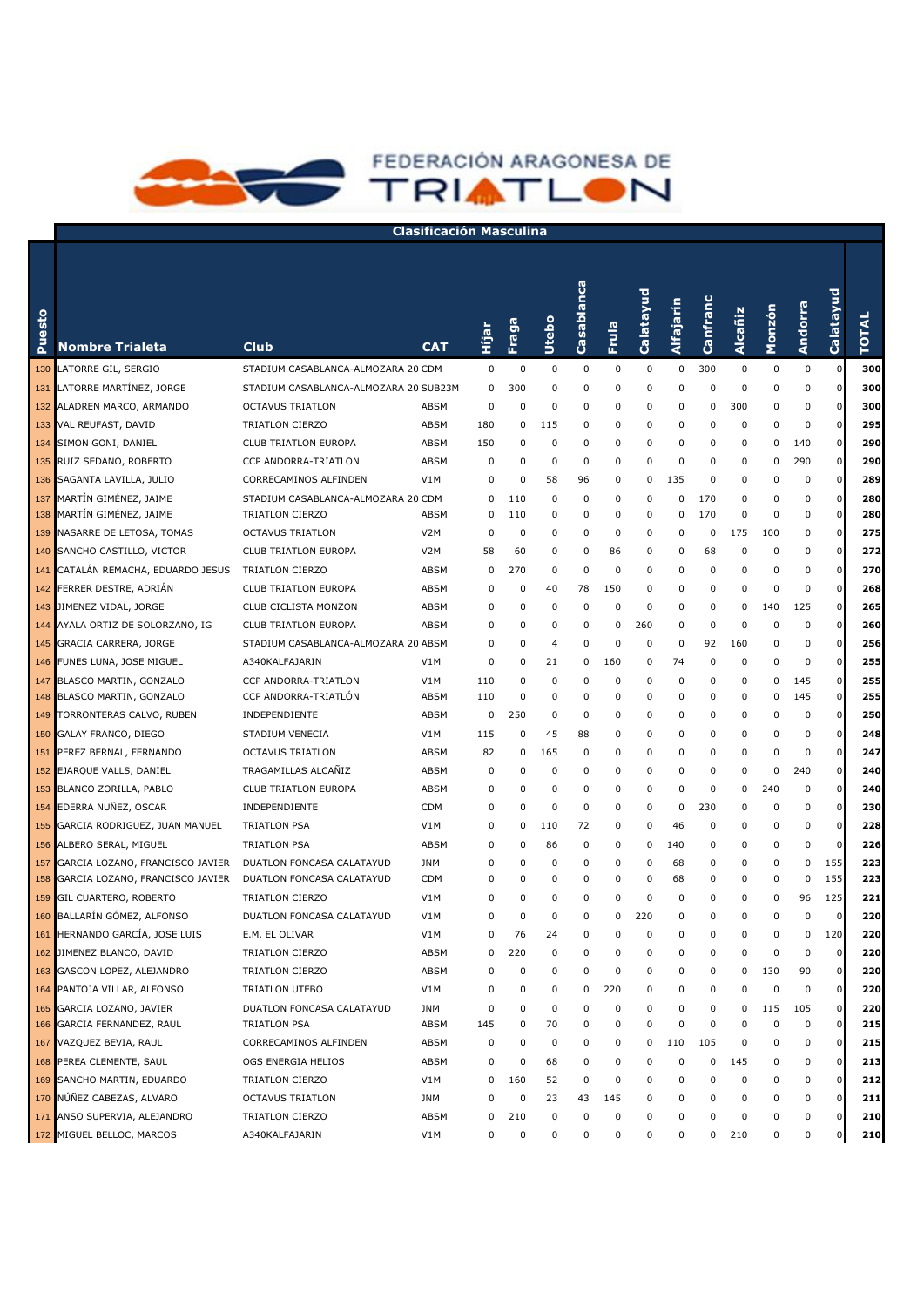FEDERACIÓN ARAGONESA DE TRIATLON

## Clasificación Masculina

| Puesto | Nombre Trialeta | Club | CAT | Híjar | Fraga | Utebo | Casablanca | Fruia | Calatayud | Alfajarín | Canfranc | Alcañiz | Monzón | Andorra | Calatayud | TOTAL |
|---|---|---|---|---|---|---|---|---|---|---|---|---|---|---|---|---|
| 130 | LATORRE GIL, SERGIO | STADIUM CASABLANCA-ALMOZARA 20 | CDM | 0 | 0 | 0 | 0 | 0 | 0 | 0 | 300 | 0 | 0 | 0 | 0 | 300 |
| 131 | LATORRE MARTÍNEZ, JORGE | STADIUM CASABLANCA-ALMOZARA 20 | SUB23M | 0 | 300 | 0 | 0 | 0 | 0 | 0 | 0 | 0 | 0 | 0 | 0 | 300 |
| 132 | ALADREN MARCO, ARMANDO | OCTAVUS TRIATLON | ABSM | 0 | 0 | 0 | 0 | 0 | 0 | 0 | 0 | 300 | 0 | 0 | 0 | 300 |
| 133 | VAL REUFAST, DAVID | TRIATLON CIERZO | ABSM | 180 | 0 | 115 | 0 | 0 | 0 | 0 | 0 | 0 | 0 | 0 | 0 | 295 |
| 134 | SIMON GONI, DANIEL | CLUB TRIATLON EUROPA | ABSM | 150 | 0 | 0 | 0 | 0 | 0 | 0 | 0 | 0 | 0 | 140 | 0 | 290 |
| 135 | RUIZ SEDANO, ROBERTO | CCP ANDORRA-TRIATLON | ABSM | 0 | 0 | 0 | 0 | 0 | 0 | 0 | 0 | 0 | 0 | 290 | 0 | 290 |
| 136 | SAGANTA LAVILLA, JULIO | CORRECAMINOS ALFINDEN | V1M | 0 | 0 | 58 | 96 | 0 | 0 | 135 | 0 | 0 | 0 | 0 | 0 | 289 |
| 137 | MARTÍN GIMÉNEZ, JAIME | STADIUM CASABLANCA-ALMOZARA 20 | CDM | 0 | 110 | 0 | 0 | 0 | 0 | 0 | 170 | 0 | 0 | 0 | 0 | 280 |
| 138 | MARTÍN GIMÉNEZ, JAIME | TRIATLON CIERZO | ABSM | 0 | 110 | 0 | 0 | 0 | 0 | 0 | 170 | 0 | 0 | 0 | 0 | 280 |
| 139 | NASARRE DE LETOSA, TOMAS | OCTAVUS TRIATLON | V2M | 0 | 0 | 0 | 0 | 0 | 0 | 0 | 0 | 175 | 100 | 0 | 0 | 275 |
| 140 | SANCHO CASTILLO, VICTOR | CLUB TRIATLON EUROPA | V2M | 58 | 60 | 0 | 0 | 86 | 0 | 0 | 68 | 0 | 0 | 0 | 0 | 272 |
| 141 | CATALÁN REMACHA, EDUARDO JESUS | TRIATLON CIERZO | ABSM | 0 | 270 | 0 | 0 | 0 | 0 | 0 | 0 | 0 | 0 | 0 | 0 | 270 |
| 142 | FERRER DESTRE, ADRIÁN | CLUB TRIATLON EUROPA | ABSM | 0 | 0 | 40 | 78 | 150 | 0 | 0 | 0 | 0 | 0 | 0 | 0 | 268 |
| 143 | JIMENEZ VIDAL, JORGE | CLUB CICLISTA MONZON | ABSM | 0 | 0 | 0 | 0 | 0 | 0 | 0 | 0 | 0 | 140 | 125 | 0 | 265 |
| 144 | AYALA ORTIZ DE SOLORZANO, IG | CLUB TRIATLON EUROPA | ABSM | 0 | 0 | 0 | 0 | 0 | 260 | 0 | 0 | 0 | 0 | 0 | 0 | 260 |
| 145 | GRACIA CARRERA, JORGE | STADIUM CASABLANCA-ALMOZARA 20 | ABSM | 0 | 0 | 4 | 0 | 0 | 0 | 0 | 92 | 160 | 0 | 0 | 0 | 256 |
| 146 | FUNES LUNA, JOSE MIGUEL | A340KALFAJARIN | V1M | 0 | 0 | 21 | 0 | 160 | 0 | 74 | 0 | 0 | 0 | 0 | 0 | 255 |
| 147 | BLASCO MARTIN, GONZALO | CCP ANDORRA-TRIATLON | V1M | 110 | 0 | 0 | 0 | 0 | 0 | 0 | 0 | 0 | 0 | 145 | 0 | 255 |
| 148 | BLASCO MARTIN, GONZALO | CCP ANDORRA-TRIATLÓN | ABSM | 110 | 0 | 0 | 0 | 0 | 0 | 0 | 0 | 0 | 0 | 145 | 0 | 255 |
| 149 | TORRONTERAS CALVO, RUBEN | INDEPENDIENTE | ABSM | 0 | 250 | 0 | 0 | 0 | 0 | 0 | 0 | 0 | 0 | 0 | 0 | 250 |
| 150 | GALAY FRANCO, DIEGO | STADIUM VENECIA | V1M | 115 | 0 | 45 | 88 | 0 | 0 | 0 | 0 | 0 | 0 | 0 | 0 | 248 |
| 151 | PEREZ BERNAL, FERNANDO | OCTAVUS TRIATLON | ABSM | 82 | 0 | 165 | 0 | 0 | 0 | 0 | 0 | 0 | 0 | 0 | 0 | 247 |
| 152 | EJARQUE VALLS, DANIEL | TRAGAMILLAS ALCAÑIZ | ABSM | 0 | 0 | 0 | 0 | 0 | 0 | 0 | 0 | 0 | 0 | 240 | 0 | 240 |
| 153 | BLANCO ZORILLA, PABLO | CLUB TRIATLON EUROPA | ABSM | 0 | 0 | 0 | 0 | 0 | 0 | 0 | 0 | 0 | 240 | 0 | 0 | 240 |
| 154 | EDERRA NUÑEZ, OSCAR | INDEPENDIENTE | CDM | 0 | 0 | 0 | 0 | 0 | 0 | 0 | 230 | 0 | 0 | 0 | 0 | 230 |
| 155 | GARCIA RODRIGUEZ, JUAN MANUEL | TRIATLON PSA | V1M | 0 | 0 | 110 | 72 | 0 | 0 | 46 | 0 | 0 | 0 | 0 | 0 | 228 |
| 156 | ALBERO SERAL, MIGUEL | TRIATLON PSA | ABSM | 0 | 0 | 86 | 0 | 0 | 0 | 140 | 0 | 0 | 0 | 0 | 0 | 226 |
| 157 | GARCIA LOZANO, FRANCISCO JAVIER | DUATLON FONCASA CALATAYUD | JNM | 0 | 0 | 0 | 0 | 0 | 0 | 68 | 0 | 0 | 0 | 0 | 155 | 223 |
| 158 | GARCIA LOZANO, FRANCISCO JAVIER | DUATLON FONCASA CALATAYUD | CDM | 0 | 0 | 0 | 0 | 0 | 0 | 68 | 0 | 0 | 0 | 0 | 155 | 223 |
| 159 | GIL CUARTERO, ROBERTO | TRIATLON CIERZO | V1M | 0 | 0 | 0 | 0 | 0 | 0 | 0 | 0 | 0 | 0 | 96 | 125 | 221 |
| 160 | BALLARÍN GÓMEZ, ALFONSO | DUATLON FONCASA CALATAYUD | V1M | 0 | 0 | 0 | 0 | 0 | 220 | 0 | 0 | 0 | 0 | 0 | 0 | 220 |
| 161 | HERNANDO GARCÍA, JOSE LUIS | E.M. EL OLIVAR | V1M | 0 | 76 | 24 | 0 | 0 | 0 | 0 | 0 | 0 | 0 | 0 | 120 | 220 |
| 162 | JIMENEZ BLANCO, DAVID | TRIATLON CIERZO | ABSM | 0 | 220 | 0 | 0 | 0 | 0 | 0 | 0 | 0 | 0 | 0 | 0 | 220 |
| 163 | GASCON LOPEZ, ALEJANDRO | TRIATLON CIERZO | ABSM | 0 | 0 | 0 | 0 | 0 | 0 | 0 | 0 | 0 | 130 | 90 | 0 | 220 |
| 164 | PANTOJA VILLAR, ALFONSO | TRIATLON UTEBO | V1M | 0 | 0 | 0 | 0 | 220 | 0 | 0 | 0 | 0 | 0 | 0 | 0 | 220 |
| 165 | GARCIA LOZANO, JAVIER | DUATLON FONCASA CALATAYUD | JNM | 0 | 0 | 0 | 0 | 0 | 0 | 0 | 0 | 0 | 115 | 105 | 0 | 220 |
| 166 | GARCIA FERNANDEZ, RAUL | TRIATLON PSA | ABSM | 145 | 0 | 70 | 0 | 0 | 0 | 0 | 0 | 0 | 0 | 0 | 0 | 215 |
| 167 | VAZQUEZ BEVIA, RAUL | CORRECAMINOS ALFINDEN | ABSM | 0 | 0 | 0 | 0 | 0 | 0 | 110 | 105 | 0 | 0 | 0 | 0 | 215 |
| 168 | PEREA CLEMENTE, SAUL | OGS ENERGIA HELIOS | ABSM | 0 | 0 | 68 | 0 | 0 | 0 | 0 | 0 | 145 | 0 | 0 | 0 | 213 |
| 169 | SANCHO MARTIN, EDUARDO | TRIATLON CIERZO | V1M | 0 | 160 | 52 | 0 | 0 | 0 | 0 | 0 | 0 | 0 | 0 | 0 | 212 |
| 170 | NÚÑEZ CABEZAS, ALVARO | OCTAVUS TRIATLON | JNM | 0 | 0 | 23 | 43 | 145 | 0 | 0 | 0 | 0 | 0 | 0 | 0 | 211 |
| 171 | ANSO SUPERVIA, ALEJANDRO | TRIATLON CIERZO | ABSM | 0 | 210 | 0 | 0 | 0 | 0 | 0 | 0 | 0 | 0 | 0 | 0 | 210 |
| 172 | MIGUEL BELLOC, MARCOS | A340KALFAJARIN | V1M | 0 | 0 | 0 | 0 | 0 | 0 | 0 | 0 | 210 | 0 | 0 | 0 | 210 |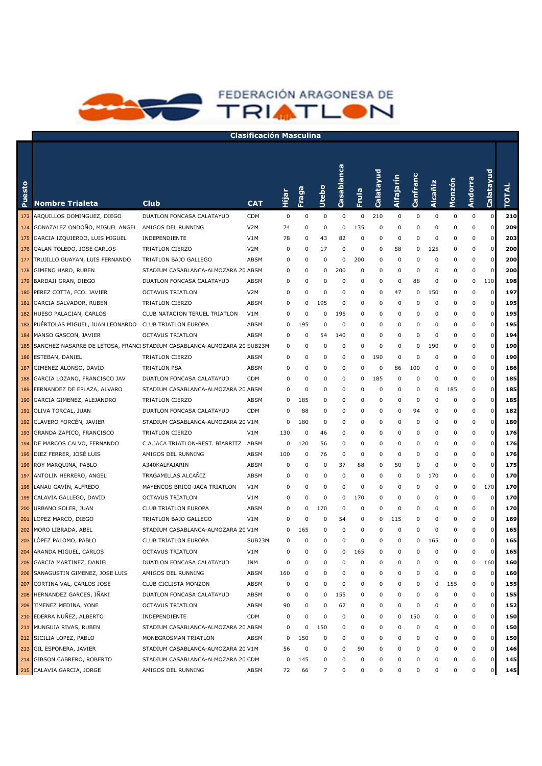# FEDERACIÓN ARAGONESA DE TRIATLON

## Clasificación Masculina

| Puesto | Nombre Trialeta | Club | CAT | Híjar | Fraga | Utebo | Casablanca | Fruia | Calatayud | Alfajarín | Canfranc | Alcañiz | Monzón | Andorra | Calatayud | TOTAL |
|---|---|---|---|---|---|---|---|---|---|---|---|---|---|---|---|---|
| 173 | ARQUILLOS DOMINGUEZ, DIEGO | DUATLON FONCASA CALATAYUD | CDM | 0 | 0 | 0 | 0 | 0 | 210 | 0 | 0 | 0 | 0 | 0 | 0 | 210 |
| 174 | GONAZALEZ ONDOÑO, MIGUEL ANGEL | AMIGOS DEL RUNNING | V2M | 74 | 0 | 0 | 0 | 135 | 0 | 0 | 0 | 0 | 0 | 0 | 0 | 209 |
| 175 | GARCIA IZQUIERDO, LUIS MIGUEL | INDEPENDIENTE | V1M | 78 | 0 | 43 | 82 | 0 | 0 | 0 | 0 | 0 | 0 | 0 | 0 | 203 |
| 176 | GALAN TOLEDO, JOSE CARLOS | TRIATLON CIERZO | V2M | 0 | 0 | 17 | 0 | 0 | 0 | 58 | 0 | 125 | 0 | 0 | 0 | 200 |
| 177 | TRUJILLO GUAYAN, LUIS FERNANDO | TRIATLON BAJO GALLEGO | ABSM | 0 | 0 | 0 | 0 | 200 | 0 | 0 | 0 | 0 | 0 | 0 | 0 | 200 |
| 178 | GIMENO HARO, RUBEN | STADIUM CASABLANCA-ALMOZARA 20 | ABSM | 0 | 0 | 0 | 200 | 0 | 0 | 0 | 0 | 0 | 0 | 0 | 0 | 200 |
| 179 | BARDAJI GRAN, DIEGO | DUATLON FONCASA CALATAYUD | ABSM | 0 | 0 | 0 | 0 | 0 | 0 | 0 | 88 | 0 | 0 | 0 | 110 | 198 |
| 180 | PEREZ COTTA, FCO. JAVIER | OCTAVUS TRIATLON | V2M | 0 | 0 | 0 | 0 | 0 | 0 | 47 | 0 | 150 | 0 | 0 | 0 | 197 |
| 181 | GARCIA SALVADOR, RUBEN | TRIATLON CIERZO | ABSM | 0 | 0 | 195 | 0 | 0 | 0 | 0 | 0 | 0 | 0 | 0 | 0 | 195 |
| 182 | HUESO PALACIAN, CARLOS | CLUB NATACION TERUEL TRIATLON | V1M | 0 | 0 | 0 | 195 | 0 | 0 | 0 | 0 | 0 | 0 | 0 | 0 | 195 |
| 183 | PUÉRTOLAS MIGUEL, JUAN LEONARDO | CLUB TRIATLON EUROPA | ABSM | 0 | 195 | 0 | 0 | 0 | 0 | 0 | 0 | 0 | 0 | 0 | 0 | 195 |
| 184 | MANSO GASCON, JAVIER | OCTAVUS TRIATLON | ABSM | 0 | 0 | 54 | 140 | 0 | 0 | 0 | 0 | 0 | 0 | 0 | 0 | 194 |
| 185 | SANCHEZ NASARRE DE LETOSA, FRANCI | STADIUM CASABLANCA-ALMOZARA 20 | SUB23M | 0 | 0 | 0 | 0 | 0 | 0 | 0 | 0 | 190 | 0 | 0 | 0 | 190 |
| 186 | ESTEBAN, DANIEL | TRIATLON CIERZO | ABSM | 0 | 0 | 0 | 0 | 0 | 190 | 0 | 0 | 0 | 0 | 0 | 0 | 190 |
| 187 | GIMENEZ ALONSO, DAVID | TRIATLON PSA | ABSM | 0 | 0 | 0 | 0 | 0 | 0 | 86 | 100 | 0 | 0 | 0 | 0 | 186 |
| 188 | GARCIA LOZANO, FRANCISCO JAV | DUATLON FONCASA CALATAYUD | CDM | 0 | 0 | 0 | 0 | 0 | 185 | 0 | 0 | 0 | 0 | 0 | 0 | 185 |
| 189 | FERNANDEZ DE EPLAZA, ALVARO | STADIUM CASABLANCA-ALMOZARA 20 | ABSM | 0 | 0 | 0 | 0 | 0 | 0 | 0 | 0 | 0 | 185 | 0 | 0 | 185 |
| 190 | GARCIA GIMENEZ, ALEJANDRO | TRIATLON CIERZO | ABSM | 0 | 185 | 0 | 0 | 0 | 0 | 0 | 0 | 0 | 0 | 0 | 0 | 185 |
| 191 | OLIVA TORCAL, JUAN | DUATLON FONCASA CALATAYUD | CDM | 0 | 88 | 0 | 0 | 0 | 0 | 0 | 94 | 0 | 0 | 0 | 0 | 182 |
| 192 | CLAVERO FORCÉN, JAVIER | STADIUM CASABLANCA-ALMOZARA 20 | V1M | 0 | 180 | 0 | 0 | 0 | 0 | 0 | 0 | 0 | 0 | 0 | 0 | 180 |
| 193 | GRANDA ZAPICO, FRANCISCO | TRIATLON CIERZO | V1M | 130 | 0 | 46 | 0 | 0 | 0 | 0 | 0 | 0 | 0 | 0 | 0 | 176 |
| 194 | DE MARCOS CALVO, FERNANDO | C.A.JACA TRIATLON-REST. BIARRITZ | ABSM | 0 | 120 | 56 | 0 | 0 | 0 | 0 | 0 | 0 | 0 | 0 | 0 | 176 |
| 195 | DIEZ FERRER, JOSÉ LUIS | AMIGOS DEL RUNNING | ABSM | 100 | 0 | 76 | 0 | 0 | 0 | 0 | 0 | 0 | 0 | 0 | 0 | 176 |
| 196 | ROY MARQUINA, PABLO | A340KALFAJARIN | ABSM | 0 | 0 | 0 | 37 | 88 | 0 | 50 | 0 | 0 | 0 | 0 | 0 | 175 |
| 197 | ANTOLIN HERRERO, ANGEL | TRAGAMILLAS ALCAÑIZ | ABSM | 0 | 0 | 0 | 0 | 0 | 0 | 0 | 0 | 170 | 0 | 0 | 0 | 170 |
| 198 | LANAU GAVÍN, ALFREDO | MAYENCOS BRICO-JACA TRIATLON | V1M | 0 | 0 | 0 | 0 | 0 | 0 | 0 | 0 | 0 | 0 | 0 | 170 | 170 |
| 199 | CALAVIA GALLEGO, DAVID | OCTAVUS TRIATLON | V1M | 0 | 0 | 0 | 0 | 170 | 0 | 0 | 0 | 0 | 0 | 0 | 0 | 170 |
| 200 | URBANO SOLER, JUAN | CLUB TRIATLON EUROPA | ABSM | 0 | 0 | 170 | 0 | 0 | 0 | 0 | 0 | 0 | 0 | 0 | 0 | 170 |
| 201 | LOPEZ MARCO, DIEGO | TRIATLON BAJO GALLEGO | V1M | 0 | 0 | 0 | 54 | 0 | 0 | 115 | 0 | 0 | 0 | 0 | 0 | 169 |
| 202 | MORO LIBRADA, ABEL | STADIUM CASABLANCA-ALMOZARA 20 | V1M | 0 | 165 | 0 | 0 | 0 | 0 | 0 | 0 | 0 | 0 | 0 | 0 | 165 |
| 203 | LÓPEZ PALOMO, PABLO | CLUB TRIATLON EUROPA | SUB23M | 0 | 0 | 0 | 0 | 0 | 0 | 0 | 0 | 165 | 0 | 0 | 0 | 165 |
| 204 | ARANDA MIGUEL, CARLOS | OCTAVUS TRIATLON | V1M | 0 | 0 | 0 | 0 | 165 | 0 | 0 | 0 | 0 | 0 | 0 | 0 | 165 |
| 205 | GARCIA MARTINEZ, DANIEL | DUATLON FONCASA CALATAYUD | JNM | 0 | 0 | 0 | 0 | 0 | 0 | 0 | 0 | 0 | 0 | 0 | 160 | 160 |
| 206 | SANAGUSTIN GIMENEZ, JOSE LUIS | AMIGOS DEL RUNNING | ABSM | 160 | 0 | 0 | 0 | 0 | 0 | 0 | 0 | 0 | 0 | 0 | 0 | 160 |
| 207 | CORTINA VAL, CARLOS JOSE | CLUB CICLISTA MONZON | ABSM | 0 | 0 | 0 | 0 | 0 | 0 | 0 | 0 | 0 | 155 | 0 | 0 | 155 |
| 208 | HERNANDEZ GARCES, IÑAKI | DUATLON FONCASA CALATAYUD | ABSM | 0 | 0 | 0 | 155 | 0 | 0 | 0 | 0 | 0 | 0 | 0 | 0 | 155 |
| 209 | JIMENEZ MEDINA, YONE | OCTAVUS TRIATLON | ABSM | 90 | 0 | 0 | 62 | 0 | 0 | 0 | 0 | 0 | 0 | 0 | 0 | 152 |
| 210 | EDERRA NUÑEZ, ALBERTO | INDEPENDIENTE | CDM | 0 | 0 | 0 | 0 | 0 | 0 | 0 | 150 | 0 | 0 | 0 | 0 | 150 |
| 211 | MUNGUIA RIVAS, RUBEN | STADIUM CASABLANCA-ALMOZARA 20 | ABSM | 0 | 0 | 150 | 0 | 0 | 0 | 0 | 0 | 0 | 0 | 0 | 0 | 150 |
| 212 | SICILIA LOPEZ, PABLO | MONEGROSMAN TRIATLON | ABSM | 0 | 150 | 0 | 0 | 0 | 0 | 0 | 0 | 0 | 0 | 0 | 0 | 150 |
| 213 | GIL ESPONERA, JAVIER | STADIUM CASABLANCA-ALMOZARA 20 | V1M | 56 | 0 | 0 | 0 | 90 | 0 | 0 | 0 | 0 | 0 | 0 | 0 | 146 |
| 214 | GIBSON CABRERO, ROBERTO | STADIUM CASABLANCA-ALMOZARA 20 | CDM | 0 | 145 | 0 | 0 | 0 | 0 | 0 | 0 | 0 | 0 | 0 | 0 | 145 |
| 215 | CALAVIA GARCIA, JORGE | AMIGOS DEL RUNNING | ABSM | 72 | 66 | 7 | 0 | 0 | 0 | 0 | 0 | 0 | 0 | 0 | 0 | 145 |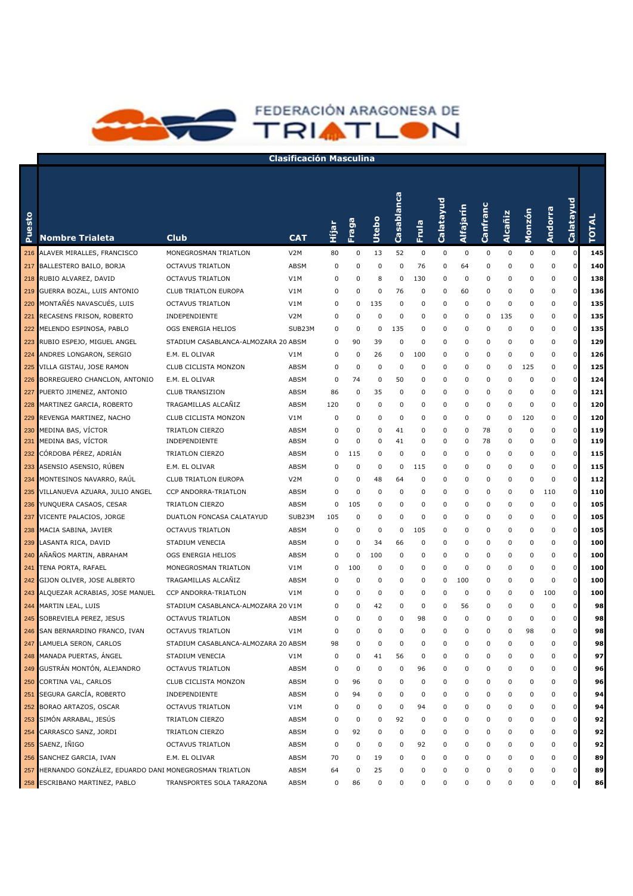# FEDERACIÓN ARAGONESA DE TRIATLON

## Clasificación Masculina

| Puesto | Nombre Trialeta | Club | CAT | Híjar | Fraga | Utebo | Casablanca | Fruia | Calatayud | Alfajarín | Canfranc | Alcañiz | Monzón | Andorra | Calatayud | TOTAL |
|---|---|---|---|---|---|---|---|---|---|---|---|---|---|---|---|---|
| 216 | ALAVER MIRALLES, FRANCISCO | MONEGROSMAN TRIATLON | V2M | 80 | 0 | 13 | 52 | 0 | 0 | 0 | 0 | 0 | 0 | 0 | 0 | 145 |
| 217 | BALLESTERO BAILO, BORJA | OCTAVUS TRIATLON | ABSM | 0 | 0 | 0 | 0 | 76 | 0 | 64 | 0 | 0 | 0 | 0 | 0 | 140 |
| 218 | RUBIO ALVAREZ, DAVID | OCTAVUS TRIATLON | V1M | 0 | 0 | 8 | 0 | 130 | 0 | 0 | 0 | 0 | 0 | 0 | 0 | 138 |
| 219 | GUERRA BOZAL, LUIS ANTONIO | CLUB TRIATLON EUROPA | V1M | 0 | 0 | 0 | 76 | 0 | 0 | 60 | 0 | 0 | 0 | 0 | 0 | 136 |
| 220 | MONTAÑÉS NAVASCUÉS, LUIS | OCTAVUS TRIATLON | V1M | 0 | 0 | 135 | 0 | 0 | 0 | 0 | 0 | 0 | 0 | 0 | 0 | 135 |
| 221 | RECASENS FRISON, ROBERTO | INDEPENDIENTE | V2M | 0 | 0 | 0 | 0 | 0 | 0 | 0 | 0 | 135 | 0 | 0 | 0 | 135 |
| 222 | MELENDO ESPINOSA, PABLO | OGS ENERGIA HELIOS | SUB23M | 0 | 0 | 0 | 135 | 0 | 0 | 0 | 0 | 0 | 0 | 0 | 0 | 135 |
| 223 | RUBIO ESPEJO, MIGUEL ANGEL | STADIUM CASABLANCA-ALMOZARA 20 | ABSM | 0 | 90 | 39 | 0 | 0 | 0 | 0 | 0 | 0 | 0 | 0 | 0 | 129 |
| 224 | ANDRES LONGARON, SERGIO | E.M. EL OLIVAR | V1M | 0 | 0 | 26 | 0 | 100 | 0 | 0 | 0 | 0 | 0 | 0 | 0 | 126 |
| 225 | VILLA GISTAU, JOSE RAMON | CLUB CICLISTA MONZON | ABSM | 0 | 0 | 0 | 0 | 0 | 0 | 0 | 0 | 0 | 125 | 0 | 0 | 125 |
| 226 | BORREGUERO CHANCLON, ANTONIO | E.M. EL OLIVAR | ABSM | 0 | 74 | 0 | 50 | 0 | 0 | 0 | 0 | 0 | 0 | 0 | 0 | 124 |
| 227 | PUERTO JIMENEZ, ANTONIO | CLUB TRANSIZION | ABSM | 86 | 0 | 35 | 0 | 0 | 0 | 0 | 0 | 0 | 0 | 0 | 0 | 121 |
| 228 | MARTINEZ GARCIA, ROBERTO | TRAGAMILLAS ALCAÑIZ | ABSM | 120 | 0 | 0 | 0 | 0 | 0 | 0 | 0 | 0 | 0 | 0 | 0 | 120 |
| 229 | REVENGA MARTINEZ, NACHO | CLUB CICLISTA MONZON | V1M | 0 | 0 | 0 | 0 | 0 | 0 | 0 | 0 | 0 | 120 | 0 | 0 | 120 |
| 230 | MEDINA BAS, VÍCTOR | TRIATLON CIERZO | ABSM | 0 | 0 | 0 | 41 | 0 | 0 | 0 | 78 | 0 | 0 | 0 | 0 | 119 |
| 231 | MEDINA BAS, VÍCTOR | INDEPENDIENTE | ABSM | 0 | 0 | 0 | 41 | 0 | 0 | 0 | 78 | 0 | 0 | 0 | 0 | 119 |
| 232 | CÓRDOBA PÉREZ, ADRIÁN | TRIATLON CIERZO | ABSM | 0 | 115 | 0 | 0 | 0 | 0 | 0 | 0 | 0 | 0 | 0 | 0 | 115 |
| 233 | ASENSIO ASENSIO, RÚBEN | E.M. EL OLIVAR | ABSM | 0 | 0 | 0 | 0 | 115 | 0 | 0 | 0 | 0 | 0 | 0 | 0 | 115 |
| 234 | MONTESINOS NAVARRO, RAÚL | CLUB TRIATLON EUROPA | V2M | 0 | 0 | 48 | 64 | 0 | 0 | 0 | 0 | 0 | 0 | 0 | 0 | 112 |
| 235 | VILLANUEVA AZUARA, JULIO ANGEL | CCP ANDORRA-TRIATLON | ABSM | 0 | 0 | 0 | 0 | 0 | 0 | 0 | 0 | 0 | 0 | 110 | 0 | 110 |
| 236 | YUNQUERA CASAOS, CESAR | TRIATLON CIERZO | ABSM | 0 | 105 | 0 | 0 | 0 | 0 | 0 | 0 | 0 | 0 | 0 | 0 | 105 |
| 237 | VICENTE PALACIOS, JORGE | DUATLON FONCASA CALATAYUD | SUB23M | 105 | 0 | 0 | 0 | 0 | 0 | 0 | 0 | 0 | 0 | 0 | 0 | 105 |
| 238 | MACIA SABINA, JAVIER | OCTAVUS TRIATLON | ABSM | 0 | 0 | 0 | 0 | 105 | 0 | 0 | 0 | 0 | 0 | 0 | 0 | 105 |
| 239 | LASANTA RICA, DAVID | STADIUM VENECIA | ABSM | 0 | 0 | 34 | 66 | 0 | 0 | 0 | 0 | 0 | 0 | 0 | 0 | 100 |
| 240 | AÑAÑOS MARTIN, ABRAHAM | OGS ENERGIA HELIOS | ABSM | 0 | 0 | 100 | 0 | 0 | 0 | 0 | 0 | 0 | 0 | 0 | 0 | 100 |
| 241 | TENA PORTA, RAFAEL | MONEGROSMAN TRIATLON | V1M | 0 | 100 | 0 | 0 | 0 | 0 | 0 | 0 | 0 | 0 | 0 | 0 | 100 |
| 242 | GIJON OLIVER, JOSE ALBERTO | TRAGAMILLAS ALCAÑIZ | ABSM | 0 | 0 | 0 | 0 | 0 | 0 | 100 | 0 | 0 | 0 | 0 | 0 | 100 |
| 243 | ALQUEZAR ACRABIAS, JOSE MANUEL | CCP ANDORRA-TRIATLON | V1M | 0 | 0 | 0 | 0 | 0 | 0 | 0 | 0 | 0 | 0 | 100 | 0 | 100 |
| 244 | MARTIN LEAL, LUIS | STADIUM CASABLANCA-ALMOZARA 20 | V1M | 0 | 0 | 42 | 0 | 0 | 0 | 56 | 0 | 0 | 0 | 0 | 0 | 98 |
| 245 | SOBREVIELA PEREZ, JESUS | OCTAVUS TRIATLON | ABSM | 0 | 0 | 0 | 0 | 98 | 0 | 0 | 0 | 0 | 0 | 0 | 0 | 98 |
| 246 | SAN BERNARDINO FRANCO, IVAN | OCTAVUS TRIATLON | V1M | 0 | 0 | 0 | 0 | 0 | 0 | 0 | 0 | 0 | 98 | 0 | 0 | 98 |
| 247 | LAMUELA SERON, CARLOS | STADIUM CASABLANCA-ALMOZARA 20 | ABSM | 98 | 0 | 0 | 0 | 0 | 0 | 0 | 0 | 0 | 0 | 0 | 0 | 98 |
| 248 | MANADA PUERTAS, ÁNGEL | STADIUM VENECIA | V1M | 0 | 0 | 41 | 56 | 0 | 0 | 0 | 0 | 0 | 0 | 0 | 0 | 97 |
| 249 | GUSTRÁN MONTÓN, ALEJANDRO | OCTAVUS TRIATLON | ABSM | 0 | 0 | 0 | 0 | 96 | 0 | 0 | 0 | 0 | 0 | 0 | 0 | 96 |
| 250 | CORTINA VAL, CARLOS | CLUB CICLISTA MONZON | ABSM | 0 | 96 | 0 | 0 | 0 | 0 | 0 | 0 | 0 | 0 | 0 | 0 | 96 |
| 251 | SEGURA GARCÍA, ROBERTO | INDEPENDIENTE | ABSM | 0 | 94 | 0 | 0 | 0 | 0 | 0 | 0 | 0 | 0 | 0 | 0 | 94 |
| 252 | BORAO ARTAZOS, OSCAR | OCTAVUS TRIATLON | V1M | 0 | 0 | 0 | 0 | 94 | 0 | 0 | 0 | 0 | 0 | 0 | 0 | 94 |
| 253 | SIMÓN ARRABAL, JESÚS | TRIATLON CIERZO | ABSM | 0 | 0 | 0 | 92 | 0 | 0 | 0 | 0 | 0 | 0 | 0 | 0 | 92 |
| 254 | CARRASCO SANZ, JORDI | TRIATLON CIERZO | ABSM | 0 | 92 | 0 | 0 | 0 | 0 | 0 | 0 | 0 | 0 | 0 | 0 | 92 |
| 255 | SAENZ, IÑIGO | OCTAVUS TRIATLON | ABSM | 0 | 0 | 0 | 0 | 92 | 0 | 0 | 0 | 0 | 0 | 0 | 0 | 92 |
| 256 | SANCHEZ GARCIA, IVAN | E.M. EL OLIVAR | ABSM | 70 | 0 | 19 | 0 | 0 | 0 | 0 | 0 | 0 | 0 | 0 | 0 | 89 |
| 257 | HERNANDO GONZÁLEZ, EDUARDO DANI | MONEGROSMAN TRIATLON | ABSM | 64 | 0 | 25 | 0 | 0 | 0 | 0 | 0 | 0 | 0 | 0 | 0 | 89 |
| 258 | ESCRIBANO MARTINEZ, PABLO | TRANSPORTES SOLA TARAZONA | ABSM | 0 | 86 | 0 | 0 | 0 | 0 | 0 | 0 | 0 | 0 | 0 | 0 | 86 |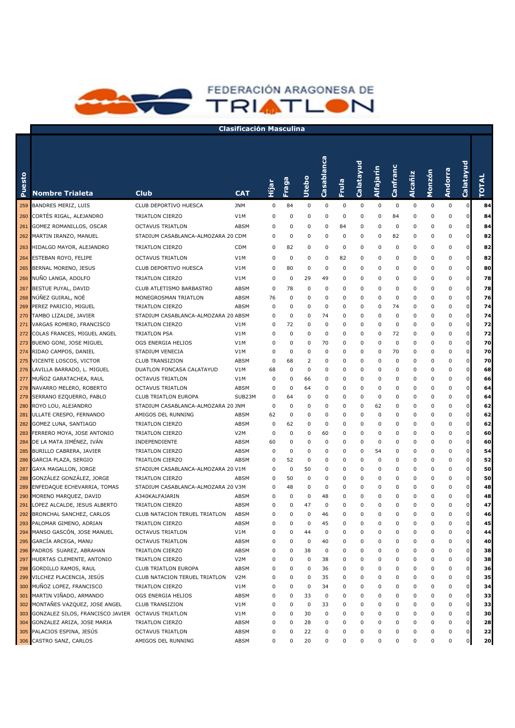FEDERACIÓN ARAGONESA DE TRIATLON

## Clasificación Masculina

| Puesto | Nombre Triatleta | Club | CAT | Híjar | Fraga | Utebo | Casablanca | Fruia | Calatayud | Alfajarín | Canfranc | Alcañiz | Monzón | Andorra | Calatayud | TOTAL |
|---|---|---|---|---|---|---|---|---|---|---|---|---|---|---|---|---|
| 259 | BANDRES MERIZ, LUIS | CLUB DEPORTIVO HUESCA | JNM | 0 | 84 | 0 | 0 | 0 | 0 | 0 | 0 | 0 | 0 | 0 | 0 | 84 |
| 260 | CORTÉS RIGAL, ALEJANDRO | TRIATLON CIERZO | V1M | 0 | 0 | 0 | 0 | 0 | 0 | 0 | 84 | 0 | 0 | 0 | 0 | 84 |
| 261 | GOMEZ ROMANILLOS, OSCAR | OCTAVUS TRIATLON | ABSM | 0 | 0 | 0 | 0 | 84 | 0 | 0 | 0 | 0 | 0 | 0 | 0 | 84 |
| 262 | MARTIN IRANZO, MANUEL | STADIUM CASABLANCA-ALMOZARA 20 | CDM | 0 | 0 | 0 | 0 | 0 | 0 | 0 | 82 | 0 | 0 | 0 | 0 | 82 |
| 263 | HIDALGO MAYOR, ALEJANDRO | TRIATLON CIERZO | CDM | 0 | 82 | 0 | 0 | 0 | 0 | 0 | 0 | 0 | 0 | 0 | 0 | 82 |
| 264 | ESTEBAN ROYO, FELIPE | OCTAVUS TRIATLON | V1M | 0 | 0 | 0 | 0 | 82 | 0 | 0 | 0 | 0 | 0 | 0 | 0 | 82 |
| 265 | BERNAL MORENO, JESUS | CLUB DEPORTIVO HUESCA | V1M | 0 | 80 | 0 | 0 | 0 | 0 | 0 | 0 | 0 | 0 | 0 | 0 | 80 |
| 266 | NUÑO LANGA, ADOLFO | TRIATLON CIERZO | V1M | 0 | 0 | 29 | 49 | 0 | 0 | 0 | 0 | 0 | 0 | 0 | 0 | 78 |
| 267 | BESTUE PUYAL, DAVID | CLUB ATLETISMO BARBASTRO | ABSM | 0 | 78 | 0 | 0 | 0 | 0 | 0 | 0 | 0 | 0 | 0 | 0 | 78 |
| 268 | NÚÑEZ GUIRAL, NOÉ | MONEGROSMAN TRIATLON | ABSM | 76 | 0 | 0 | 0 | 0 | 0 | 0 | 0 | 0 | 0 | 0 | 0 | 76 |
| 269 | PEREZ PARICIO, MIGUEL | TRIATLON CIERZO | ABSM | 0 | 0 | 0 | 0 | 0 | 0 | 0 | 74 | 0 | 0 | 0 | 0 | 74 |
| 270 | TAMBO LIZALDE, JAVIER | STADIUM CASABLANCA-ALMOZARA 20 | ABSM | 0 | 0 | 0 | 74 | 0 | 0 | 0 | 0 | 0 | 0 | 0 | 0 | 74 |
| 271 | VARGAS ROMERO, FRANCISCO | TRIATLON CIERZO | V1M | 0 | 72 | 0 | 0 | 0 | 0 | 0 | 0 | 0 | 0 | 0 | 0 | 72 |
| 272 | COLAS FRANCES, MIGUEL ANGEL | TRIATLON PSA | V1M | 0 | 0 | 0 | 0 | 0 | 0 | 0 | 72 | 0 | 0 | 0 | 0 | 72 |
| 273 | BUENO GONI, JOSE MIGUEL | OGS ENERGIA HELIOS | V1M | 0 | 0 | 0 | 70 | 0 | 0 | 0 | 0 | 0 | 0 | 0 | 0 | 70 |
| 274 | RIDAO CAMPOS, DANIEL | STADIUM VENECIA | V1M | 0 | 0 | 0 | 0 | 0 | 0 | 0 | 70 | 0 | 0 | 0 | 0 | 70 |
| 275 | VICENTE LOSCOS, VICTOR | CLUB TRANSIZION | ABSM | 0 | 68 | 2 | 0 | 0 | 0 | 0 | 0 | 0 | 0 | 0 | 0 | 70 |
| 276 | LAVILLA BARRADO, L. MIGUEL | DUATLON FONCASA CALATAYUD | V1M | 68 | 0 | 0 | 0 | 0 | 0 | 0 | 0 | 0 | 0 | 0 | 0 | 68 |
| 277 | MUÑOZ GARATACHEA, RAUL | OCTAVUS TRIATLON | V1M | 0 | 0 | 66 | 0 | 0 | 0 | 0 | 0 | 0 | 0 | 0 | 0 | 66 |
| 278 | NAVARRO MELERO, ROBERTO | OCTAVUS TRIATLON | ABSM | 0 | 0 | 64 | 0 | 0 | 0 | 0 | 0 | 0 | 0 | 0 | 0 | 64 |
| 279 | SERRANO EZQUERRO, PABLO | CLUB TRIATLON EUROPA | SUB23M | 0 | 64 | 0 | 0 | 0 | 0 | 0 | 0 | 0 | 0 | 0 | 0 | 64 |
| 280 | ROYO LOU, ALEJANDRO | STADIUM CASABLANCA-ALMOZARA 20 | JNM | 0 | 0 | 0 | 0 | 0 | 0 | 62 | 0 | 0 | 0 | 0 | 0 | 62 |
| 281 | ULLATE CRESPO, FERNANDO | AMIGOS DEL RUNNING | ABSM | 62 | 0 | 0 | 0 | 0 | 0 | 0 | 0 | 0 | 0 | 0 | 0 | 62 |
| 282 | GOMEZ LUNA, SANTIAGO | TRIATLON CIERZO | ABSM | 0 | 62 | 0 | 0 | 0 | 0 | 0 | 0 | 0 | 0 | 0 | 0 | 62 |
| 283 | FERRERO MOYA, JOSE ANTONIO | TRIATLON CIERZO | V2M | 0 | 0 | 0 | 60 | 0 | 0 | 0 | 0 | 0 | 0 | 0 | 0 | 60 |
| 284 | DE LA MATA JIMÉNEZ, IVÁN | INDEPENDIENTE | ABSM | 60 | 0 | 0 | 0 | 0 | 0 | 0 | 0 | 0 | 0 | 0 | 0 | 60 |
| 285 | BURILLO CABRERA, JAVIER | TRIATLON CIERZO | ABSM | 0 | 0 | 0 | 0 | 0 | 0 | 54 | 0 | 0 | 0 | 0 | 0 | 54 |
| 286 | GARCIA PLAZA, SERGIO | TRIATLON CIERZO | ABSM | 0 | 52 | 0 | 0 | 0 | 0 | 0 | 0 | 0 | 0 | 0 | 0 | 52 |
| 287 | GAYA MAGALLON, JORGE | STADIUM CASABLANCA-ALMOZARA 20 | V1M | 0 | 0 | 50 | 0 | 0 | 0 | 0 | 0 | 0 | 0 | 0 | 0 | 50 |
| 288 | GONZÁLEZ GONZÁLEZ, JORGE | TRIATLON CIERZO | ABSM | 0 | 50 | 0 | 0 | 0 | 0 | 0 | 0 | 0 | 0 | 0 | 0 | 50 |
| 289 | ENFEDAQUE ECHEVARRIA, TOMAS | STADIUM CASABLANCA-ALMOZARA 20 | V3M | 0 | 48 | 0 | 0 | 0 | 0 | 0 | 0 | 0 | 0 | 0 | 0 | 48 |
| 290 | MORENO MARQUEZ, DAVID | A340KALFAJARIN | ABSM | 0 | 0 | 0 | 48 | 0 | 0 | 0 | 0 | 0 | 0 | 0 | 0 | 48 |
| 291 | LOPEZ ALCALDE, JESUS ALBERTO | TRIATLON CIERZO | ABSM | 0 | 0 | 47 | 0 | 0 | 0 | 0 | 0 | 0 | 0 | 0 | 0 | 47 |
| 292 | BRONCHAL SANCHEZ, CARLOS | CLUB NATACION TERUEL TRIATLON | ABSM | 0 | 0 | 0 | 46 | 0 | 0 | 0 | 0 | 0 | 0 | 0 | 0 | 46 |
| 293 | PALOMAR GIMENO, ADRIAN | TRIATLON CIERZO | ABSM | 0 | 0 | 0 | 45 | 0 | 0 | 0 | 0 | 0 | 0 | 0 | 0 | 45 |
| 294 | MANSO GASCÓN, JOSE MANUEL | OCTAVUS TRIATLON | V1M | 0 | 0 | 44 | 0 | 0 | 0 | 0 | 0 | 0 | 0 | 0 | 0 | 44 |
| 295 | GARCÍA ARCEGA, MANU | OCTAVUS TRIATLON | ABSM | 0 | 0 | 0 | 40 | 0 | 0 | 0 | 0 | 0 | 0 | 0 | 0 | 40 |
| 296 | PADROS SUAREZ, ABRAHAN | TRIATLON CIERZO | ABSM | 0 | 0 | 38 | 0 | 0 | 0 | 0 | 0 | 0 | 0 | 0 | 0 | 38 |
| 297 | HUERTAS CLEMENTE, ANTONIO | TRIATLON CIERZO | V2M | 0 | 0 | 0 | 38 | 0 | 0 | 0 | 0 | 0 | 0 | 0 | 0 | 38 |
| 298 | GORDILLO RAMOS, RAUL | CLUB TRIATLON EUROPA | ABSM | 0 | 0 | 0 | 36 | 0 | 0 | 0 | 0 | 0 | 0 | 0 | 0 | 36 |
| 299 | VILCHEZ PLACENCIA, JESÚS | CLUB NATACION TERUEL TRIATLON | V2M | 0 | 0 | 0 | 35 | 0 | 0 | 0 | 0 | 0 | 0 | 0 | 0 | 35 |
| 300 | MUÑOZ LOPEZ, FRANCISCO | TRIATLON CIERZO | V1M | 0 | 0 | 0 | 34 | 0 | 0 | 0 | 0 | 0 | 0 | 0 | 0 | 34 |
| 301 | MARTIN VIÑADO, ARMANDO | OGS ENERGIA HELIOS | ABSM | 0 | 0 | 33 | 0 | 0 | 0 | 0 | 0 | 0 | 0 | 0 | 0 | 33 |
| 302 | MONTAÑES VAZQUEZ, JOSE ANGEL | CLUB TRANSIZION | V1M | 0 | 0 | 0 | 33 | 0 | 0 | 0 | 0 | 0 | 0 | 0 | 0 | 33 |
| 303 | GONZALEZ SILOS, FRANCISCO JAVIER | OCTAVUS TRIATLON | V1M | 0 | 0 | 30 | 0 | 0 | 0 | 0 | 0 | 0 | 0 | 0 | 0 | 30 |
| 304 | GONZALEZ ARIZA, JOSE MARIA | TRIATLON CIERZO | ABSM | 0 | 0 | 28 | 0 | 0 | 0 | 0 | 0 | 0 | 0 | 0 | 0 | 28 |
| 305 | PALACIOS ESPINA, JESÚS | OCTAVUS TRIATLON | ABSM | 0 | 0 | 22 | 0 | 0 | 0 | 0 | 0 | 0 | 0 | 0 | 0 | 22 |
| 306 | CASTRO SANZ, CARLOS | AMIGOS DEL RUNNING | ABSM | 0 | 0 | 20 | 0 | 0 | 0 | 0 | 0 | 0 | 0 | 0 | 0 | 20 |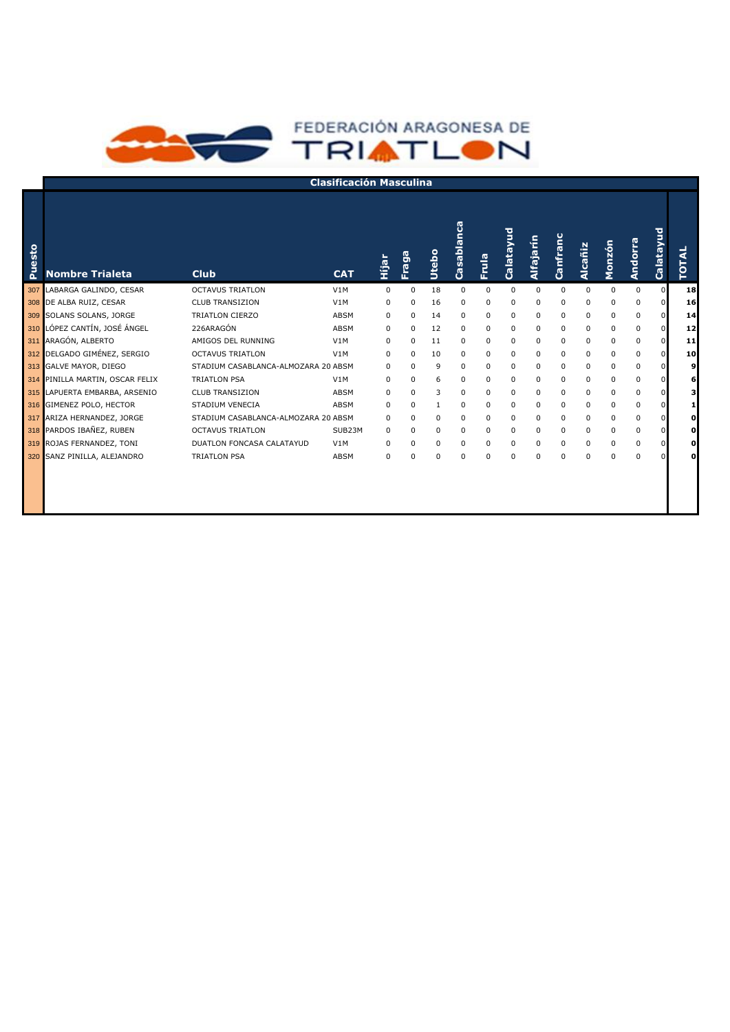# FEDERACIÓN ARAGONESA DE TRIATLON

## Clasificación Masculina

| Puesto | Nombre Trialeta | Club | CAT | Híjar | Fraga | Utebo | Casablanca | Fruia | Calatayud | Alfajarín | Canfranc | Alcañiz | Monzón | Andorra | Calatayud | TOTAL |
|---|---|---|---|---|---|---|---|---|---|---|---|---|---|---|---|---|
| 307 | LABARGA GALINDO, CESAR | OCTAVUS TRIATLON | V1M | 0 | 0 | 18 | 0 | 0 | 0 | 0 | 0 | 0 | 0 | 0 | 0 | 18 |
| 308 | DE ALBA RUIZ, CESAR | CLUB TRANSIZION | V1M | 0 | 0 | 16 | 0 | 0 | 0 | 0 | 0 | 0 | 0 | 0 | 0 | 16 |
| 309 | SOLANS SOLANS, JORGE | TRIATLON CIERZO | ABSM | 0 | 0 | 14 | 0 | 0 | 0 | 0 | 0 | 0 | 0 | 0 | 0 | 14 |
| 310 | LÓPEZ CANTÍN, JOSÉ ÁNGEL | 226ARAGÓN | ABSM | 0 | 0 | 12 | 0 | 0 | 0 | 0 | 0 | 0 | 0 | 0 | 0 | 12 |
| 311 | ARAGÓN, ALBERTO | AMIGOS DEL RUNNING | V1M | 0 | 0 | 11 | 0 | 0 | 0 | 0 | 0 | 0 | 0 | 0 | 0 | 11 |
| 312 | DELGADO GIMÉNEZ, SERGIO | OCTAVUS TRIATLON | V1M | 0 | 0 | 10 | 0 | 0 | 0 | 0 | 0 | 0 | 0 | 0 | 0 | 10 |
| 313 | GALVE MAYOR, DIEGO | STADIUM CASABLANCA-ALMOZARA 20 | ABSM | 0 | 0 | 9 | 0 | 0 | 0 | 0 | 0 | 0 | 0 | 0 | 0 | 9 |
| 314 | PINILLA MARTIN, OSCAR FELIX | TRIATLON PSA | V1M | 0 | 0 | 6 | 0 | 0 | 0 | 0 | 0 | 0 | 0 | 0 | 0 | 6 |
| 315 | LAPUERTA EMBARBA, ARSENIO | CLUB TRANSIZION | ABSM | 0 | 0 | 3 | 0 | 0 | 0 | 0 | 0 | 0 | 0 | 0 | 0 | 3 |
| 316 | GIMENEZ POLO, HECTOR | STADIUM VENECIA | ABSM | 0 | 0 | 1 | 0 | 0 | 0 | 0 | 0 | 0 | 0 | 0 | 0 | 1 |
| 317 | ARIZA HERNANDEZ, JORGE | STADIUM CASABLANCA-ALMOZARA 20 | ABSM | 0 | 0 | 0 | 0 | 0 | 0 | 0 | 0 | 0 | 0 | 0 | 0 | 0 |
| 318 | PARDOS IBAÑEZ, RUBEN | OCTAVUS TRIATLON | SUB23M | 0 | 0 | 0 | 0 | 0 | 0 | 0 | 0 | 0 | 0 | 0 | 0 | 0 |
| 319 | ROJAS FERNANDEZ, TONI | DUATLON FONCASA CALATAYUD | V1M | 0 | 0 | 0 | 0 | 0 | 0 | 0 | 0 | 0 | 0 | 0 | 0 | 0 |
| 320 | SANZ PINILLA, ALEJANDRO | TRIATLON PSA | ABSM | 0 | 0 | 0 | 0 | 0 | 0 | 0 | 0 | 0 | 0 | 0 | 0 | 0 |